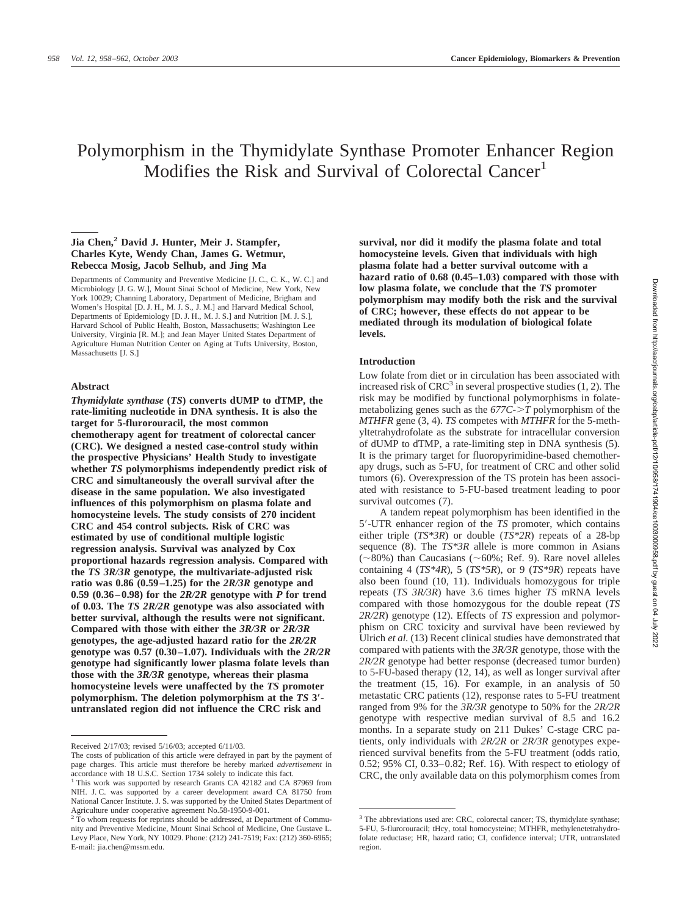# Polymorphism in the Thymidylate Synthase Promoter Enhancer Region Modifies the Risk and Survival of Colorectal Cancer[1]

**Jia Chen,[2] David J. Hunter, Meir J. Stampfer, Charles Kyte, Wendy Chan, James G. Wetmur, Rebecca Mosig, Jacob Selhub, and Jing Ma**

Departments of Community and Preventive Medicine [J. C., C. K., W. C.] and Microbiology [J. G. W.], Mount Sinai School of Medicine, New York, New York 10029; Channing Laboratory, Department of Medicine, Brigham and Women's Hospital [D. J. H., M. J. S., J. M.] and Harvard Medical School, Departments of Epidemiology [D. J. H., M. J. S.] and Nutrition [M. J. S.], Harvard School of Public Health, Boston, Massachusetts; Washington Lee University, Virginia [R. M.]; and Jean Mayer United States Department of Agriculture Human Nutrition Center on Aging at Tufts University, Boston, Massachusetts [J. S.]

## Abstract

***Thymidylate synthase* (*TS*) converts dUMP to dTMP, the rate-limiting nucleotide in DNA synthesis. It is also the target for 5-flurorouracil, the most common chemotherapy agent for treatment of colorectal cancer (CRC). We designed a nested case-control study within the prospective Physicians' Health Study to investigate whether *TS* polymorphisms independently predict risk of CRC and simultaneously the overall survival after the disease in the same population. We also investigated influences of this polymorphism on plasma folate and homocysteine levels. The study consists of 270 incident CRC and 454 control subjects. Risk of CRC was estimated by use of conditional multiple logistic regression analysis. Survival was analyzed by Cox proportional hazards regression analysis. Compared with the *TS 3R/3R* genotype, the multivariate-adjusted risk ratio was 0.86 (0.59–1.25) for the *2R/3R* genotype and 0.59 (0.36–0.98) for the *2R/2R* genotype with *P* for trend of 0.03. The *TS 2R/2R* genotype was also associated with better survival, although the results were not significant. Compared with those with either the *3R/3R* or *2R/3R* genotypes, the age-adjusted hazard ratio for the *2R/2R* genotype was 0.57 (0.30–1.07). Individuals with the *2R/2R* genotype had significantly lower plasma folate levels than those with the *3R/3R* genotype, whereas their plasma homocysteine levels were unaffected by the *TS* promoter polymorphism. The deletion polymorphism at the *TS* 3′-untranslated region did not influence the CRC risk and survival, nor did it modify the plasma folate and total homocysteine levels. Given that individuals with high plasma folate had a better survival outcome with a hazard ratio of 0.68 (0.45–1.03) compared with those with low plasma folate, we conclude that the *TS* promoter polymorphism may modify both the risk and the survival of CRC; however, these effects do not appear to be mediated through its modulation of biological folate levels.**

## Introduction

Low folate from diet or in circulation has been associated with increased risk of CRC[3] in several prospective studies (1, 2). The risk may be modified by functional polymorphisms in folate-metabolizing genes such as the *677C->T* polymorphism of the *MTHFR* gene (3, 4). *TS* competes with *MTHFR* for the 5-methyltetrahydrofolate as the substrate for intracellular conversion of dUMP to dTMP, a rate-limiting step in DNA synthesis (5). It is the primary target for fluoropyrimidine-based chemotherapy drugs, such as 5-FU, for treatment of CRC and other solid tumors (6). Overexpression of the TS protein has been associated with resistance to 5-FU-based treatment leading to poor survival outcomes (7).

A tandem repeat polymorphism has been identified in the 5′-UTR enhancer region of the *TS* promoter, which contains either triple (*TS\*3R*) or double (*TS\*2R*) repeats of a 28-bp sequence (8). The *TS\*3R* allele is more common in Asians (~80%) than Caucasians (~60%; Ref. 9). Rare novel alleles containing 4 (*TS\*4R*), 5 (*TS\*5R*), or 9 (*TS\*9R*) repeats have also been found (10, 11). Individuals homozygous for triple repeats (*TS 3R/3R*) have 3.6 times higher *TS* mRNA levels compared with those homozygous for the double repeat (*TS 2R/2R*) genotype (12). Effects of *TS* expression and polymorphism on CRC toxicity and survival have been reviewed by Ulrich *et al.* (13) Recent clinical studies have demonstrated that compared with patients with the *3R/3R* genotype, those with the *2R/2R* genotype had better response (decreased tumor burden) to 5-FU-based therapy (12, 14), as well as longer survival after the treatment (15, 16). For example, in an analysis of 50 metastatic CRC patients (12), response rates to 5-FU treatment ranged from 9% for the *3R/3R* genotype to 50% for the *2R/2R* genotype with respective median survival of 8.5 and 16.2 months. In a separate study on 211 Dukes' C-stage CRC patients, only individuals with *2R/2R* or *2R/3R* genotypes experienced survival benefits from the 5-FU treatment (odds ratio, 0.52; 95% CI, 0.33–0.82; Ref. 16). With respect to etiology of CRC, the only available data on this polymorphism comes from

---

Received 2/17/03; revised 5/16/03; accepted 6/11/03.

The costs of publication of this article were defrayed in part by the payment of page charges. This article must therefore be hereby marked *advertisement* in accordance with 18 U.S.C. Section 1734 solely to indicate this fact.

[1] This work was supported by research Grants CA 42182 and CA 87969 from NIH. J. C. was supported by a career development award CA 81750 from National Cancer Institute. J. S. was supported by the United States Department of Agriculture under cooperative agreement No.58-1950-9-001.

[2] To whom requests for reprints should be addressed, at Department of Community and Preventive Medicine, Mount Sinai School of Medicine, One Gustave L. Levy Place, New York, NY 10029. Phone: (212) 241-7519; Fax: (212) 360-6965; E-mail: jia.chen@mssm.edu.

[3] The abbreviations used are: CRC, colorectal cancer; TS, thymidylate synthase; 5-FU, 5-flurorouracil; tHcy, total homocysteine; MTHFR, methylenetetrahydrofolate reductase; HR, hazard ratio; CI, confidence interval; UTR, untranslated region.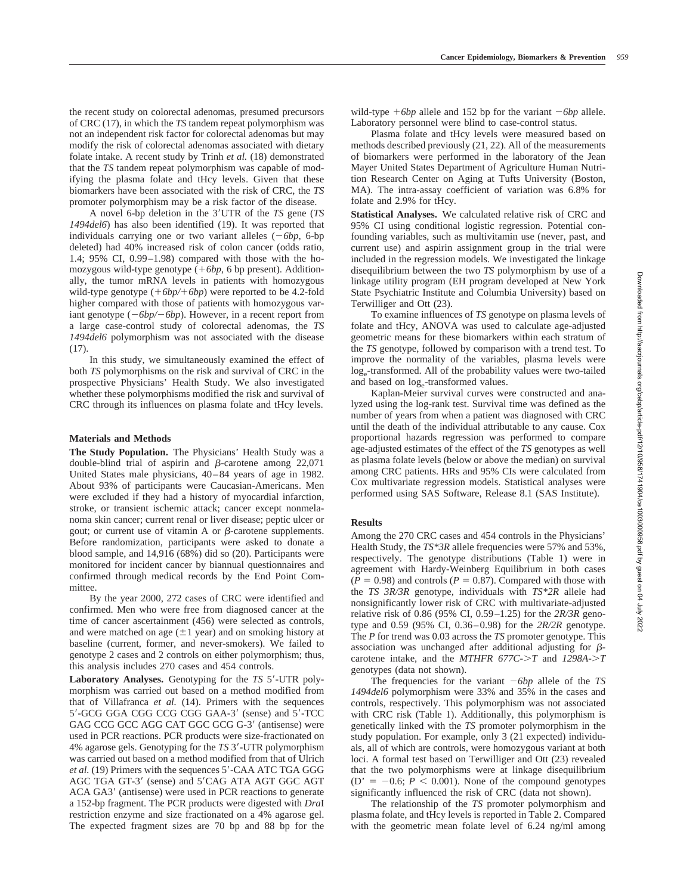the recent study on colorectal adenomas, presumed precursors of CRC (17), in which the *TS* tandem repeat polymorphism was not an independent risk factor for colorectal adenomas but may modify the risk of colorectal adenomas associated with dietary folate intake. A recent study by Trinh *et al.* (18) demonstrated that the *TS* tandem repeat polymorphism was capable of modifying the plasma folate and tHcy levels. Given that these biomarkers have been associated with the risk of CRC, the *TS* promoter polymorphism may be a risk factor of the disease.

A novel 6-bp deletion in the 3′UTR of the *TS* gene (*TS 1494del6*) has also been identified (19). It was reported that individuals carrying one or two variant alleles (*−6bp*, 6-bp deleted) had 40% increased risk of colon cancer (odds ratio, 1.4; 95% CI, 0.99–1.98) compared with those with the homozygous wild-type genotype (*+6bp*, 6 bp present). Additionally, the tumor mRNA levels in patients with homozygous wild-type genotype (*+6bp/+6bp*) were reported to be 4.2-fold higher compared with those of patients with homozygous variant genotype (*−6bp/−6bp*). However, in a recent report from a large case-control study of colorectal adenomas, the *TS 1494del6* polymorphism was not associated with the disease (17).

In this study, we simultaneously examined the effect of both *TS* polymorphisms on the risk and survival of CRC in the prospective Physicians' Health Study. We also investigated whether these polymorphisms modified the risk and survival of CRC through its influences on plasma folate and tHcy levels.

## Materials and Methods

**The Study Population.** The Physicians' Health Study was a double-blind trial of aspirin and β-carotene among 22,071 United States male physicians, 40–84 years of age in 1982. About 93% of participants were Caucasian-Americans. Men were excluded if they had a history of myocardial infarction, stroke, or transient ischemic attack; cancer except nonmelanoma skin cancer; current renal or liver disease; peptic ulcer or gout; or current use of vitamin A or β-carotene supplements. Before randomization, participants were asked to donate a blood sample, and 14,916 (68%) did so (20). Participants were monitored for incident cancer by biannual questionnaires and confirmed through medical records by the End Point Committee.

By the year 2000, 272 cases of CRC were identified and confirmed. Men who were free from diagnosed cancer at the time of cancer ascertainment (456) were selected as controls, and were matched on age (±1 year) and on smoking history at baseline (current, former, and never-smokers). We failed to genotype 2 cases and 2 controls on either polymorphism; thus, this analysis includes 270 cases and 454 controls.

**Laboratory Analyses.** Genotyping for the *TS* 5′-UTR polymorphism was carried out based on a method modified from that of Villafranca *et al.* (14). Primers with the sequences 5′-GCG GGA CGG CCG CGG GAA-3′ (sense) and 5′-TCC GAG CCG GCC AGG CAT GGC GCG G-3′ (antisense) were used in PCR reactions. PCR products were size-fractionated on 4% agarose gels. Genotyping for the *TS* 3′-UTR polymorphism was carried out based on a method modified from that of Ulrich *et al.* (19) Primers with the sequences 5′-CAA ATC TGA GGG AGC TGA GT-3′ (sense) and 5′CAG ATA AGT GGC AGT ACA GA3′ (antisense) were used in PCR reactions to generate a 152-bp fragment. The PCR products were digested with *Dra*I restriction enzyme and size fractionated on a 4% agarose gel. The expected fragment sizes are 70 bp and 88 bp for the wild-type *+6bp* allele and 152 bp for the variant *−6bp* allele. Laboratory personnel were blind to case-control status.

Plasma folate and tHcy levels were measured based on methods described previously (21, 22). All of the measurements of biomarkers were performed in the laboratory of the Jean Mayer United States Department of Agriculture Human Nutrition Research Center on Aging at Tufts University (Boston, MA). The intra-assay coefficient of variation was 6.8% for folate and 2.9% for tHcy.

**Statistical Analyses.** We calculated relative risk of CRC and 95% CI using conditional logistic regression. Potential confounding variables, such as multivitamin use (never, past, and current use) and aspirin assignment group in the trial were included in the regression models. We investigated the linkage disequilibrium between the two *TS* polymorphism by use of a linkage utility program (EH program developed at New York State Psychiatric Institute and Columbia University) based on Terwilliger and Ott (23).

To examine influences of *TS* genotype on plasma levels of folate and tHcy, ANOVA was used to calculate age-adjusted geometric means for these biomarkers within each stratum of the *TS* genotype, followed by comparison with a trend test. To improve the normality of the variables, plasma levels were $\log_e$-transformed. All of the probability values were two-tailed and based on $\log_e$-transformed values.

Kaplan-Meier survival curves were constructed and analyzed using the log-rank test. Survival time was defined as the number of years from when a patient was diagnosed with CRC until the death of the individual attributable to any cause. Cox proportional hazards regression was performed to compare age-adjusted estimates of the effect of the *TS* genotypes as well as plasma folate levels (below or above the median) on survival among CRC patients. HRs and 95% CIs were calculated from Cox multivariate regression models. Statistical analyses were performed using SAS Software, Release 8.1 (SAS Institute).

## Results

Among the 270 CRC cases and 454 controls in the Physicians' Health Study, the *TS\*3R* allele frequencies were 57% and 53%, respectively. The genotype distributions (Table 1) were in agreement with Hardy-Weinberg Equilibrium in both cases ($P = 0.98$) and controls ($P = 0.87$). Compared with those with the *TS 3R/3R* genotype, individuals with *TS\*2R* allele had nonsignificantly lower risk of CRC with multivariate-adjusted relative risk of 0.86 (95% CI, 0.59–1.25) for the *2R/3R* genotype and 0.59 (95% CI, 0.36–0.98) for the *2R/2R* genotype. The *P* for trend was 0.03 across the *TS* promoter genotype. This association was unchanged after additional adjusting for β-carotene intake, and the *MTHFR 677C->T* and *1298A->T* genotypes (data not shown).

The frequencies for the variant *−6bp* allele of the *TS 1494del6* polymorphism were 33% and 35% in the cases and controls, respectively. This polymorphism was not associated with CRC risk (Table 1). Additionally, this polymorphism is genetically linked with the *TS* promoter polymorphism in the study population. For example, only 3 (21 expected) individuals, all of which are controls, were homozygous variant at both loci. A formal test based on Terwilliger and Ott (23) revealed that the two polymorphisms were at linkage disequilibrium ($D' = -0.6$; $P < 0.001$). None of the compound genotypes significantly influenced the risk of CRC (data not shown).

The relationship of the *TS* promoter polymorphism and plasma folate, and tHcy levels is reported in Table 2. Compared with the geometric mean folate level of 6.24 ng/ml among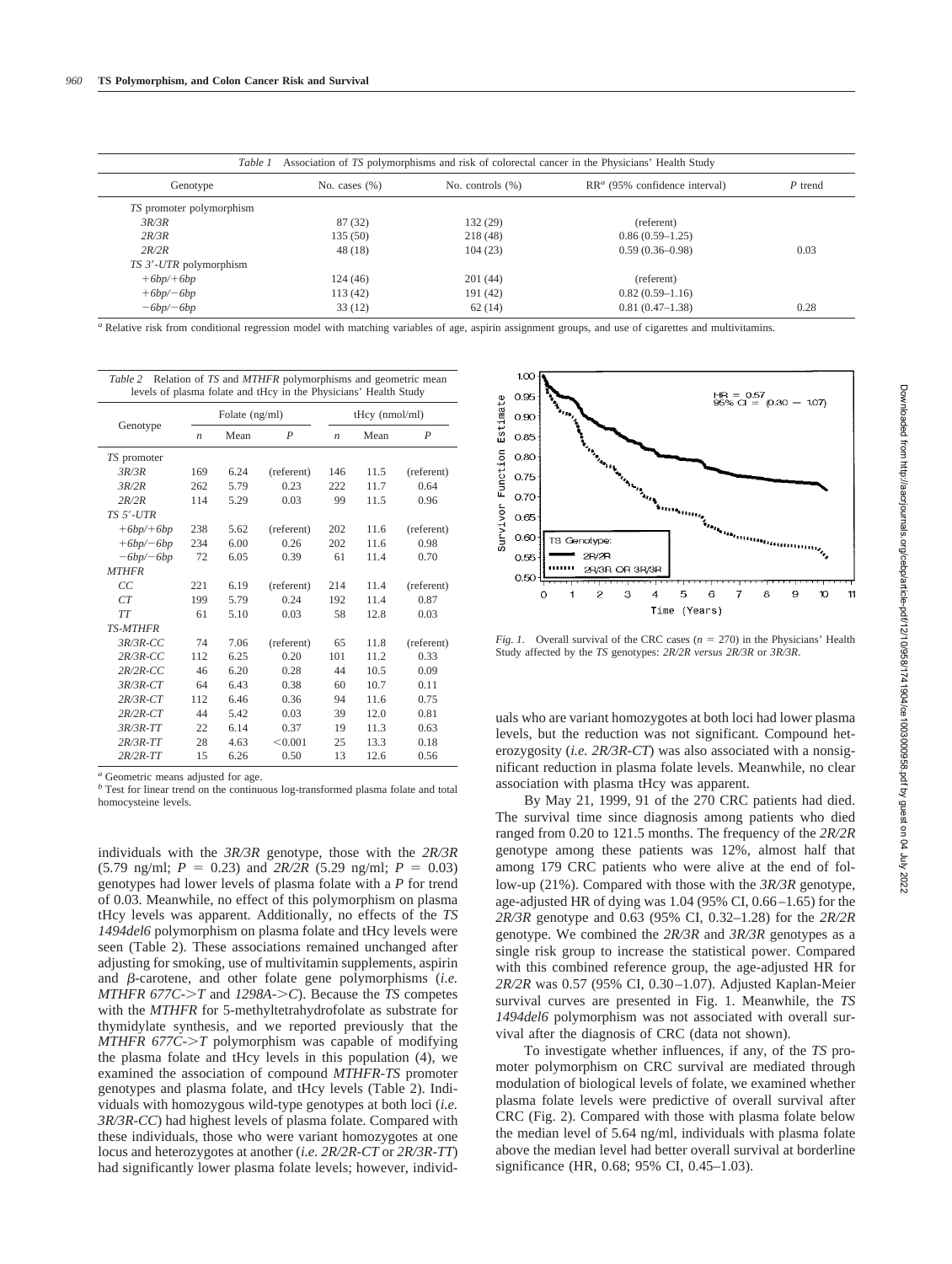*Table 1* Association of *TS* polymorphisms and risk of colorectal cancer in the Physicians' Health Study

| Genotype | No. cases (%) | No. controls (%) | RR[a] (95% confidence interval) | *P* trend |
|---|---|---|---|---|
| *TS* promoter polymorphism | | | | |
| *3R/3R* | 87 (32) | 132 (29) | (referent) | |
| *2R/3R* | 135 (50) | 218 (48) | 0.86 (0.59–1.25) | |
| *2R/2R* | 48 (18) | 104 (23) | 0.59 (0.36–0.98) | 0.03 |
| *TS 3′-UTR* polymorphism | | | | |
| *+6bp/+6bp* | 124 (46) | 201 (44) | (referent) | |
| *+6bp/−6bp* | 113 (42) | 191 (42) | 0.82 (0.59–1.16) | |
| *−6bp/−6bp* | 33 (12) | 62 (14) | 0.81 (0.47–1.38) | 0.28 |

[a] Relative risk from conditional regression model with matching variables of age, aspirin assignment groups, and use of cigarettes and multivitamins.

*Table 2* Relation of *TS* and *MTHFR* polymorphisms and geometric mean levels of plasma folate and tHcy in the Physicians' Health Study

| Genotype | Folate (ng/ml) | | | tHcy (nmol/ml) | | |
|---|---|---|---|---|---|---|
| | *n* | Mean | *P* | *n* | Mean | *P* |
| *TS* promoter | | | | | | |
| *3R/3R* | 169 | 6.24 | (referent) | 146 | 11.5 | (referent) |
| *3R/2R* | 262 | 5.79 | 0.23 | 222 | 11.7 | 0.64 |
| *2R/2R* | 114 | 5.29 | 0.03 | 99 | 11.5 | 0.96 |
| *TS 5′-UTR* | | | | | | |
| *+6bp/+6bp* | 238 | 5.62 | (referent) | 202 | 11.6 | (referent) |
| *+6bp/−6bp* | 234 | 6.00 | 0.26 | 202 | 11.6 | 0.98 |
| *−6bp/−6bp* | 72 | 6.05 | 0.39 | 61 | 11.4 | 0.70 |
| *MTHFR* | | | | | | |
| *CC* | 221 | 6.19 | (referent) | 214 | 11.4 | (referent) |
| *CT* | 199 | 5.79 | 0.24 | 192 | 11.4 | 0.87 |
| *TT* | 61 | 5.10 | 0.03 | 58 | 12.8 | 0.03 |
| *TS-MTHFR* | | | | | | |
| *3R/3R-CC* | 74 | 7.06 | (referent) | 65 | 11.8 | (referent) |
| *2R/3R-CC* | 112 | 6.25 | 0.20 | 101 | 11.2 | 0.33 |
| *2R/2R-CC* | 46 | 6.20 | 0.28 | 44 | 10.5 | 0.09 |
| *3R/3R-CT* | 64 | 6.43 | 0.38 | 60 | 10.7 | 0.11 |
| *2R/3R-CT* | 112 | 6.46 | 0.36 | 94 | 11.6 | 0.75 |
| *2R/2R-CT* | 44 | 5.42 | 0.03 | 39 | 12.0 | 0.81 |
| *3R/3R-TT* | 22 | 6.14 | 0.37 | 19 | 11.3 | 0.63 |
| *2R/3R-TT* | 28 | 4.63 | <0.001 | 25 | 13.3 | 0.18 |
| *2R/2R-TT* | 15 | 6.26 | 0.50 | 13 | 12.6 | 0.56 |

[a] Geometric means adjusted for age.
[b] Test for linear trend on the continuous log-transformed plasma folate and total homocysteine levels.

individuals with the *3R/3R* genotype, those with the *2R/3R* (5.79 ng/ml; $P = 0.23$) and *2R/2R* (5.29 ng/ml; $P = 0.03$) genotypes had lower levels of plasma folate with a *P* for trend of 0.03. Meanwhile, no effect of this polymorphism on plasma tHcy levels was apparent. Additionally, no effects of the *TS 1494del6* polymorphism on plasma folate and tHcy levels were seen (Table 2). These associations remained unchanged after adjusting for smoking, use of multivitamin supplements, aspirin and β-carotene, and other folate gene polymorphisms (*i.e. MTHFR 677C->T* and *1298A->C*). Because the *TS* competes with the *MTHFR* for 5-methyltetrahydrofolate as substrate for thymidylate synthesis, and we reported previously that the *MTHFR 677C->T* polymorphism was capable of modifying the plasma folate and tHcy levels in this population (4), we examined the association of compound *MTHFR-TS* promoter genotypes and plasma folate, and tHcy levels (Table 2). Individuals with homozygous wild-type genotypes at both loci (*i.e. 3R/3R-CC*) had highest levels of plasma folate. Compared with these individuals, those who were variant homozygotes at one locus and heterozygotes at another (*i.e. 2R/2R-CT* or *2R/3R-TT*) had significantly lower plasma folate levels; however, individuals who are variant homozygotes at both loci had lower plasma levels, but the reduction was not significant. Compound heterozygosity (*i.e. 2R/3R-CT*) was also associated with a nonsignificant reduction in plasma folate levels. Meanwhile, no clear association with plasma tHcy was apparent.

By May 21, 1999, 91 of the 270 CRC patients had died. The survival time since diagnosis among patients who died ranged from 0.20 to 121.5 months. The frequency of the *2R/2R* genotype among these patients was 12%, almost half that among 179 CRC patients who were alive at the end of follow-up (21%). Compared with those with the *3R/3R* genotype, age-adjusted HR of dying was 1.04 (95% CI, 0.66–1.65) for the *2R/3R* genotype and 0.63 (95% CI, 0.32–1.28) for the *2R/2R* genotype. We combined the *2R/3R* and *3R/3R* genotypes as a single risk group to increase the statistical power. Compared with this combined reference group, the age-adjusted HR for *2R/2R* was 0.57 (95% CI, 0.30–1.07). Adjusted Kaplan-Meier survival curves are presented in Fig. 1. Meanwhile, the *TS 1494del6* polymorphism was not associated with overall survival after the diagnosis of CRC (data not shown).

*Fig. 1.* Overall survival of the CRC cases ($n = 270$) in the Physicians' Health Study affected by the *TS* genotypes: *2R/2R versus 2R/3R* or *3R/3R*.

To investigate whether influences, if any, of the *TS* promoter polymorphism on CRC survival are mediated through modulation of biological levels of folate, we examined whether plasma folate levels were predictive of overall survival after CRC (Fig. 2). Compared with those with plasma folate below the median level of 5.64 ng/ml, individuals with plasma folate above the median level had better overall survival at borderline significance (HR, 0.68; 95% CI, 0.45–1.03).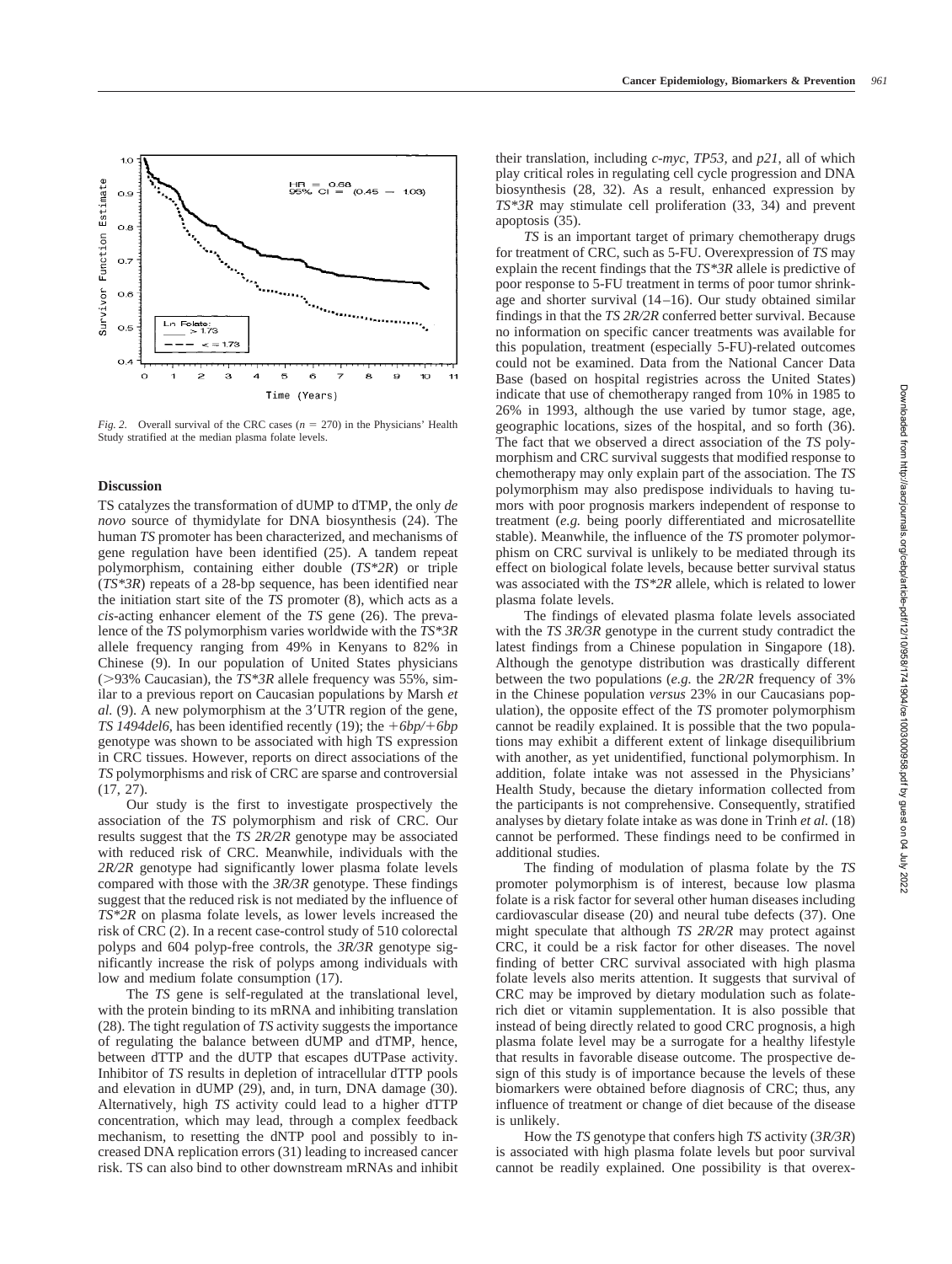*Fig. 2.* Overall survival of the CRC cases ($n = 270$) in the Physicians' Health Study stratified at the median plasma folate levels.

## Discussion

TS catalyzes the transformation of dUMP to dTMP, the only *de novo* source of thymidylate for DNA biosynthesis (24). The human *TS* promoter has been characterized, and mechanisms of gene regulation have been identified (25). A tandem repeat polymorphism, containing either double (*TS*2R*) or triple (*TS*3R*) repeats of a 28-bp sequence, has been identified near the initiation start site of the *TS* promoter (8), which acts as a *cis*-acting enhancer element of the *TS* gene (26). The prevalence of the *TS* polymorphism varies worldwide with the *TS*3R* allele frequency ranging from 49% in Kenyans to 82% in Chinese (9). In our population of United States physicians (>93% Caucasian), the *TS*3R* allele frequency was 55%, similar to a previous report on Caucasian populations by Marsh *et al.* (9). A new polymorphism at the 3′UTR region of the gene, *TS 1494del6*, has been identified recently (19); the *+6bp/+6bp* genotype was shown to be associated with high TS expression in CRC tissues. However, reports on direct associations of the *TS* polymorphisms and risk of CRC are sparse and controversial (17, 27).

Our study is the first to investigate prospectively the association of the *TS* polymorphism and risk of CRC. Our results suggest that the *TS 2R/2R* genotype may be associated with reduced risk of CRC. Meanwhile, individuals with the *2R/2R* genotype had significantly lower plasma folate levels compared with those with the *3R/3R* genotype. These findings suggest that the reduced risk is not mediated by the influence of *TS*2R* on plasma folate levels, as lower levels increased the risk of CRC (2). In a recent case-control study of 510 colorectal polyps and 604 polyp-free controls, the *3R/3R* genotype significantly increase the risk of polyps among individuals with low and medium folate consumption (17).

The *TS* gene is self-regulated at the translational level, with the protein binding to its mRNA and inhibiting translation (28). The tight regulation of *TS* activity suggests the importance of regulating the balance between dUMP and dTMP, hence, between dTTP and the dUTP that escapes dUTPase activity. Inhibitor of *TS* results in depletion of intracellular dTTP pools and elevation in dUMP (29), and, in turn, DNA damage (30). Alternatively, high *TS* activity could lead to a higher dTTP concentration, which may lead, through a complex feedback mechanism, to resetting the dNTP pool and possibly to increased DNA replication errors (31) leading to increased cancer risk. TS can also bind to other downstream mRNAs and inhibit their translation, including *c-myc*, *TP53*, and *p21*, all of which play critical roles in regulating cell cycle progression and DNA biosynthesis (28, 32). As a result, enhanced expression by *TS*3R* may stimulate cell proliferation (33, 34) and prevent apoptosis (35).

*TS* is an important target of primary chemotherapy drugs for treatment of CRC, such as 5-FU. Overexpression of *TS* may explain the recent findings that the *TS*3R* allele is predictive of poor response to 5-FU treatment in terms of poor tumor shrinkage and shorter survival (14–16). Our study obtained similar findings in that the *TS 2R/2R* conferred better survival. Because no information on specific cancer treatments was available for this population, treatment (especially 5-FU)-related outcomes could not be examined. Data from the National Cancer Data Base (based on hospital registries across the United States) indicate that use of chemotherapy ranged from 10% in 1985 to 26% in 1993, although the use varied by tumor stage, age, geographic locations, sizes of the hospital, and so forth (36). The fact that we observed a direct association of the *TS* polymorphism and CRC survival suggests that modified response to chemotherapy may only explain part of the association. The *TS* polymorphism may also predispose individuals to having tumors with poor prognosis markers independent of response to treatment (*e.g.* being poorly differentiated and microsatellite stable). Meanwhile, the influence of the *TS* promoter polymorphism on CRC survival is unlikely to be mediated through its effect on biological folate levels, because better survival status was associated with the *TS*2R* allele, which is related to lower plasma folate levels.

The findings of elevated plasma folate levels associated with the *TS 3R/3R* genotype in the current study contradict the latest findings from a Chinese population in Singapore (18). Although the genotype distribution was drastically different between the two populations (*e.g.* the *2R/2R* frequency of 3% in the Chinese population *versus* 23% in our Caucasians population), the opposite effect of the *TS* promoter polymorphism cannot be readily explained. It is possible that the two populations may exhibit a different extent of linkage disequilibrium with another, as yet unidentified, functional polymorphism. In addition, folate intake was not assessed in the Physicians' Health Study, because the dietary information collected from the participants is not comprehensive. Consequently, stratified analyses by dietary folate intake as was done in Trinh *et al.* (18) cannot be performed. These findings need to be confirmed in additional studies.

The finding of modulation of plasma folate by the *TS* promoter polymorphism is of interest, because low plasma folate is a risk factor for several other human diseases including cardiovascular disease (20) and neural tube defects (37). One might speculate that although *TS 2R/2R* may protect against CRC, it could be a risk factor for other diseases. The novel finding of better CRC survival associated with high plasma folate levels also merits attention. It suggests that survival of CRC may be improved by dietary modulation such as folate-rich diet or vitamin supplementation. It is also possible that instead of being directly related to good CRC prognosis, a high plasma folate level may be a surrogate for a healthy lifestyle that results in favorable disease outcome. The prospective design of this study is of importance because the levels of these biomarkers were obtained before diagnosis of CRC; thus, any influence of treatment or change of diet because of the disease is unlikely.

How the *TS* genotype that confers high *TS* activity (*3R/3R*) is associated with high plasma folate levels but poor survival cannot be readily explained. One possibility is that overex-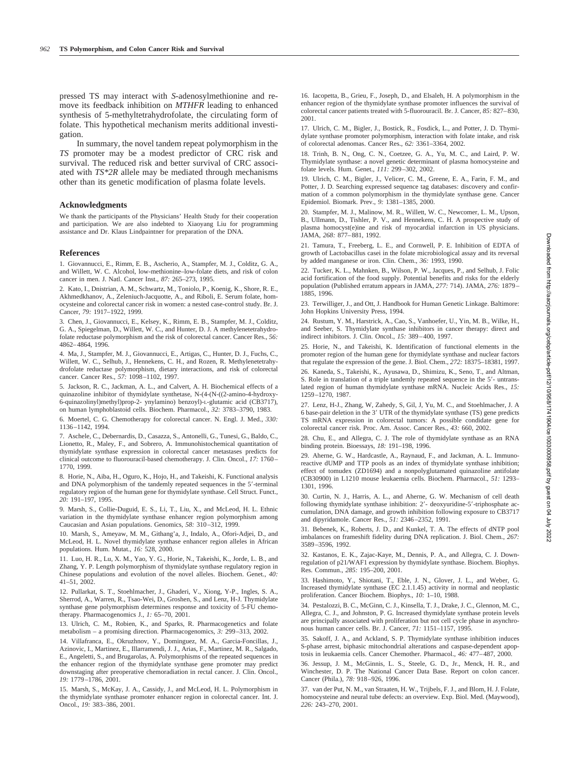pressed TS may interact with *S*-adenosylmethionine and remove its feedback inhibition on *MTHFR* leading to enhanced synthesis of 5-methyltetrahydrofolate, the circulating form of folate. This hypothetical mechanism merits additional investigation.

In summary, the novel tandem repeat polymorphism in the *TS* promoter may be a modest predictor of CRC risk and survival. The reduced risk and better survival of CRC associated with *TS*2R* allele may be mediated through mechanisms other than its genetic modification of plasma folate levels.

## Acknowledgments

We thank the participants of the Physicians' Health Study for their cooperation and participation. We are also indebted to Xiaoyang Liu for programming assistance and Dr. Klaus Lindpaintner for preparation of the DNA.

## References

1. Giovannucci, E., Rimm, E. B., Ascherio, A., Stampfer, M. J., Colditz, G. A., and Willett, W. C. Alcohol, low-methionine–low-folate diets, and risk of colon cancer in men. J. Natl. Cancer Inst., *87:* 265–273, 1995.

2. Kato, I., Dnistrian, A. M., Schwartz, M., Toniolo, P., Koenig, K., Shore, R. E., Akhmedkhanov, A., Zeleniuch-Jacquotte, A., and Riboli, E. Serum folate, homocysteine and colorectal cancer risk in women: a nested case-control study. Br. J. Cancer, *79:* 1917–1922, 1999.

3. Chen, J., Giovannucci, E., Kelsey, K., Rimm, E. B., Stampfer, M. J., Colditz, G. A., Spiegelman, D., Willett, W. C., and Hunter, D. J. A methylenetetrahydrofolate reductase polymorphism and the risk of colorectal cancer. Cancer Res., *56:* 4862–4864, 1996.

4. Ma, J., Stampfer, M. J., Giovannucci, E., Artigas, C., Hunter, D. J., Fuchs, C., Willett, W. C., Selhub, J., Hennekens, C. H., and Rozen, R. Methylenetetrahydrofolate reductase polymorphism, dietary interactions, and risk of colorectal cancer. Cancer Res., *57:* 1098–1102, 1997.

5. Jackson, R. C., Jackman, A. L., and Calvert, A. H. Biochemical effects of a quinazoline inhibitor of thymidylate synthetase, N-(4-(N-((2-amino-4-hydroxy-6-quinazolinyl)methyl)prop-2- ynylamino) benzoyl)-L-glutamic acid (CB3717), on human lymphoblastoid cells. Biochem. Pharmacol., *32:* 3783–3790, 1983.

6. Moertel, C. G. Chemotherapy for colorectal cancer. N. Engl. J. Med., *330:* 1136–1142, 1994.

7. Aschele, C., Debernardis, D., Casazza, S., Antonelli, G., Tunesi, G., Baldo, C., Lionetto, R., Maley, F., and Sobrero, A. Immunohistochemical quantitation of thymidylate synthase expression in colorectal cancer metastases predicts for clinical outcome to fluorouracil-based chemotherapy. J. Clin. Oncol., *17:* 1760–1770, 1999.

8. Horie, N., Aiba, H., Oguro, K., Hojo, H., and Takeishi, K. Functional analysis and DNA polymorphism of the tandemly repeated sequences in the 5′-terminal regulatory region of the human gene for thymidylate synthase. Cell Struct. Funct., *20:* 191–197, 1995.

9. Marsh, S., Collie-Duguid, E. S., Li, T., Liu, X., and McLeod, H. L. Ethnic variation in the thymidylate synthase enhancer region polymorphism among Caucasian and Asian populations. Genomics, *58:* 310–312, 1999.

10. Marsh, S., Ameyaw, M. M., Githang'a, J., Indalo, A., Ofori-Adjei, D., and McLeod, H. L. Novel thymidylate synthase enhancer region alleles in African populations. Hum. Mutat., *16:* 528, 2000.

11. Luo, H. R., Lu, X. M., Yao, Y. G., Horie, N., Takeishi, K., Jorde, L. B., and Zhang, Y. P. Length polymorphism of thymidylate synthase regulatory region in Chinese populations and evolution of the novel alleles. Biochem. Genet., *40:* 41–51, 2002.

12. Pullarkat, S. T., Stoehlmacher, J., Ghaderi, V., Xiong, Y-P., Ingles, S. A., Sherrod, A., Warren, R., Tsao-Wei, D., Groshen, S., and Lenz, H-J. Thymidylate synthase gene polymorphism determines response and toxicity of 5-FU chemotherapy. Pharmacogenomics J., *1:* 65–70, 2001.

13. Ulrich, C. M., Robien, K., and Sparks, R. Pharmacogenetics and folate metabolism – a promising direction. Pharmacogenomics, *3:* 299–313, 2002.

14. Villafranca, E., Okruzhnov, Y., Dominguez, M. A., Garcia-Foncillas, J., Azinovic, I., Martinez, E., Illarramendi, J. J., Arias, F., Martinez, M. R., Salgado, E., Angeletti, S., and Brugarolas, A. Polymorphisms of the repeated sequences in the enhancer region of the thymidylate synthase gene promoter may predict downstaging after preoperative chemoradiation in rectal cancer. J. Clin. Oncol., *19:* 1779–1786, 2001.

15. Marsh, S., McKay, J. A., Cassidy, J., and McLeod, H. L. Polymorphism in the thymidylate synthase promoter enhancer region in colorectal cancer. Int. J. Oncol., *19:* 383–386, 2001.

16. Iacopetta, B., Grieu, F., Joseph, D., and Elsaleh, H. A polymorphism in the enhancer region of the thymidylate synthase promoter influences the survival of colorectal cancer patients treated with 5-fluorouracil. Br. J. Cancer, *85:* 827–830, 2001.

17. Ulrich, C. M., Bigler, J., Bostick, R., Fosdick, L., and Potter, J. D. Thymidylate synthase promoter polymorphism, interaction with folate intake, and risk of colorectal adenomas. Cancer Res., *62:* 3361–3364, 2002.

18. Trinh, B. N., Ong, C. N., Coetzee, G. A., Yu, M. C., and Laird, P. W. Thymidylate synthase: a novel genetic determinant of plasma homocysteine and folate levels. Hum. Genet., *111:* 299–302, 2002.

19. Ulrich, C. M., Bigler, J., Velicer, C. M., Greene, E. A., Farin, F. M., and Potter, J. D. Searching expressed sequence tag databases: discovery and confirmation of a common polymorphism in the thymidylate synthase gene. Cancer Epidemiol. Biomark. Prev., *9:* 1381–1385, 2000.

20. Stampfer, M. J., Malinow, M. R., Willett, W. C., Newcomer, L. M., Upson, B., Ullmann, D., Tishler, P. V., and Hennekens, C. H. A prospective study of plasma homocyst(e)ine and risk of myocardial infarction in US physicians. JAMA, *268:* 877–881, 1992.

21. Tamura, T., Freeberg, L. E., and Cornwell, P. E. Inhibition of EDTA of growth of Lactobacillus casei in the folate microbiological assay and its reversal by added manganese or iron. Clin. Chem., *36:* 1993, 1990.

22. Tucker, K. L., Mahnken, B., Wilson, P. W., Jacques, P., and Selhub, J. Folic acid fortification of the food supply. Potential benefits and risks for the elderly population (Published erratum appears in JAMA, *277:* 714). JAMA, *276:* 1879–1885, 1996.

23. Terwilliger, J., and Ott, J. Handbook for Human Genetic Linkage. Baltimore: John Hopkins University Press, 1994.

24. Rustum, Y. M., Harstrick, A., Cao, S., Vanhoefer, U., Yin, M. B., Wilke, H., and Seeber, S. Thymidylate synthase inhibitors in cancer therapy: direct and indirect inhibitors. J. Clin. Oncol., *15:* 389–400, 1997.

25. Horie, N., and Takeishi, K. Identification of functional elements in the promoter region of the human gene for thymidylate synthase and nuclear factors that regulate the expression of the gene. J. Biol. Chem., *272:* 18375–18381, 1997.

26. Kaneda, S., Takeishi, K., Ayusawa, D., Shimizu, K., Seno, T., and Altman, S. Role in translation of a triple tandemly repeated sequence in the 5′- untranslated region of human thymidylate synthase mRNA. Nucleic Acids Res., *15:* 1259–1270, 1987.

27. Lenz, H-J., Zhang, W, Zahedy, S, Gil, J, Yu, M. C., and Stoehlmacher, J. A 6 base-pair deletion in the 3′ UTR of the thymidylate synthase (TS) gene predicts TS mRNA expression in colorectal tumors: A possible condidate gene for colorectal cancer risk. Proc. Am. Assoc. Cancer Res., *43:* 660, 2002.

28. Chu, E., and Allegra, C. J. The role of thymidylate synthase as an RNA binding protein. Bioessays, *18:* 191–198, 1996.

29. Aherne, G. W., Hardcastle, A., Raynaud, F., and Jackman, A. L. Immunoreactive dUMP and TTP pools as an index of thymidylate synthase inhibition; effect of tomudex (ZD1694) and a nonpolyglutamated quinazoline antifolate (CB30900) in L1210 mouse leukaemia cells. Biochem. Pharmacol., *51:* 1293–1301, 1996.

30. Curtin, N. J., Harris, A. L., and Aherne, G. W. Mechanism of cell death following thymidylate synthase inhibition: 2′- deoxyuridine-5′-triphosphate accumulation, DNA damage, and growth inhibition following exposure to CB3717 and dipyridamole. Cancer Res., *51:* 2346–2352, 1991.

31. Bebenek, K., Roberts, J. D., and Kunkel, T. A. The effects of dNTP pool imbalances on frameshift fidelity during DNA replication. J. Biol. Chem., *267:* 3589–3596, 1992.

32. Kastanos, E. K., Zajac-Kaye, M., Dennis, P. A., and Allegra, C. J. Downregulation of p21/WAF1 expression by thymidylate synthase. Biochem. Biophys. Res. Commun., *285:* 195–200, 2001.

33. Hashimoto, Y., Shiotani, T., Eble, J. N., Glover, J. L., and Weber, G. Increased thymidylate synthase (EC 2.1.1.45) activity in normal and neoplastic proliferation. Cancer Biochem. Biophys., *10:* 1–10, 1988.

34. Pestalozzi, B. C., McGinn, C. J., Kinsella, T. J., Drake, J. C., Glennon, M. C., Allegra, C. J., and Johnston, P. G. Increased thymidylate synthase protein levels are principally associated with proliferation but not cell cycle phase in asynchronous human cancer cells. Br. J. Cancer, *71:* 1151–1157, 1995.

35. Sakoff, J. A., and Ackland, S. P. Thymidylate synthase inhibition induces S-phase arrest, biphasic mitochondrial alterations and caspase-dependent apoptosis in leukaemia cells. Cancer Chemother. Pharmacol., *46:* 477–487, 2000.

36. Jessup, J. M., McGinnis, L. S., Steele, G. D., Jr., Menck, H. R., and Winchester, D. P. The National Cancer Data Base. Report on colon cancer. Cancer (Phila.), *78:* 918–926, 1996.

37. van der Put, N. M., van Straaten, H. W., Trijbels, F. J., and Blom, H. J. Folate, homocysteine and neural tube defects: an overview. Exp. Biol. Med. (Maywood), *226:* 243–270, 2001.